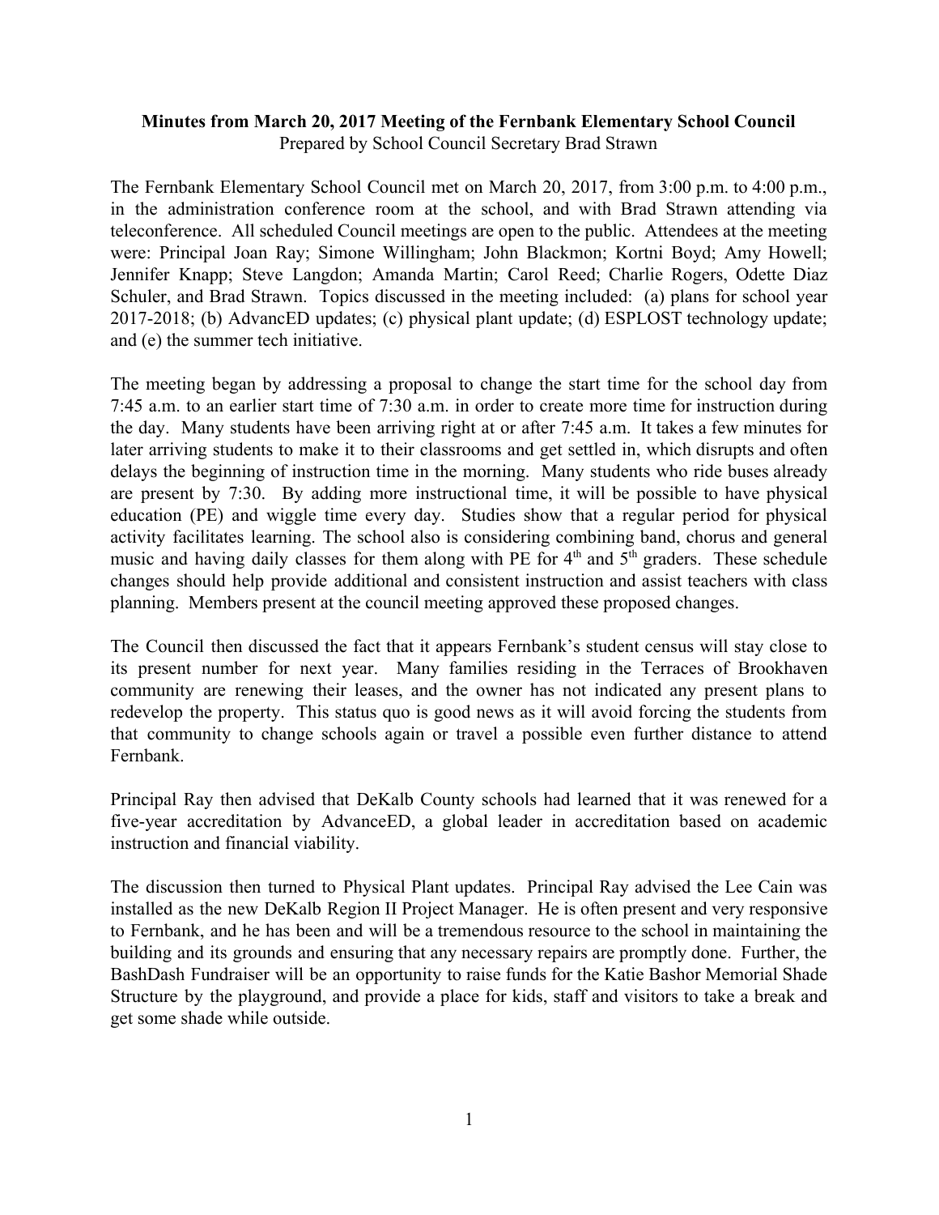**Minutes from March 20, 2017 Meeting of the Fernbank Elementary School Council**
Prepared by School Council Secretary Brad Strawn

The Fernbank Elementary School Council met on March 20, 2017, from 3:00 p.m. to 4:00 p.m., in the administration conference room at the school, and with Brad Strawn attending via teleconference. All scheduled Council meetings are open to the public. Attendees at the meeting were: Principal Joan Ray; Simone Willingham; John Blackmon; Kortni Boyd; Amy Howell; Jennifer Knapp; Steve Langdon; Amanda Martin; Carol Reed; Charlie Rogers, Odette Diaz Schuler, and Brad Strawn. Topics discussed in the meeting included: (a) plans for school year 2017-2018; (b) AdvancED updates; (c) physical plant update; (d) ESPLOST technology update; and (e) the summer tech initiative.

The meeting began by addressing a proposal to change the start time for the school day from 7:45 a.m. to an earlier start time of 7:30 a.m. in order to create more time for instruction during the day. Many students have been arriving right at or after 7:45 a.m. It takes a few minutes for later arriving students to make it to their classrooms and get settled in, which disrupts and often delays the beginning of instruction time in the morning. Many students who ride buses already are present by 7:30. By adding more instructional time, it will be possible to have physical education (PE) and wiggle time every day. Studies show that a regular period for physical activity facilitates learning. The school also is considering combining band, chorus and general music and having daily classes for them along with PE for 4th and 5th graders. These schedule changes should help provide additional and consistent instruction and assist teachers with class planning. Members present at the council meeting approved these proposed changes.

The Council then discussed the fact that it appears Fernbank's student census will stay close to its present number for next year. Many families residing in the Terraces of Brookhaven community are renewing their leases, and the owner has not indicated any present plans to redevelop the property. This status quo is good news as it will avoid forcing the students from that community to change schools again or travel a possible even further distance to attend Fernbank.

Principal Ray then advised that DeKalb County schools had learned that it was renewed for a five-year accreditation by AdvanceED, a global leader in accreditation based on academic instruction and financial viability.

The discussion then turned to Physical Plant updates. Principal Ray advised the Lee Cain was installed as the new DeKalb Region II Project Manager. He is often present and very responsive to Fernbank, and he has been and will be a tremendous resource to the school in maintaining the building and its grounds and ensuring that any necessary repairs are promptly done. Further, the BashDash Fundraiser will be an opportunity to raise funds for the Katie Bashor Memorial Shade Structure by the playground, and provide a place for kids, staff and visitors to take a break and get some shade while outside.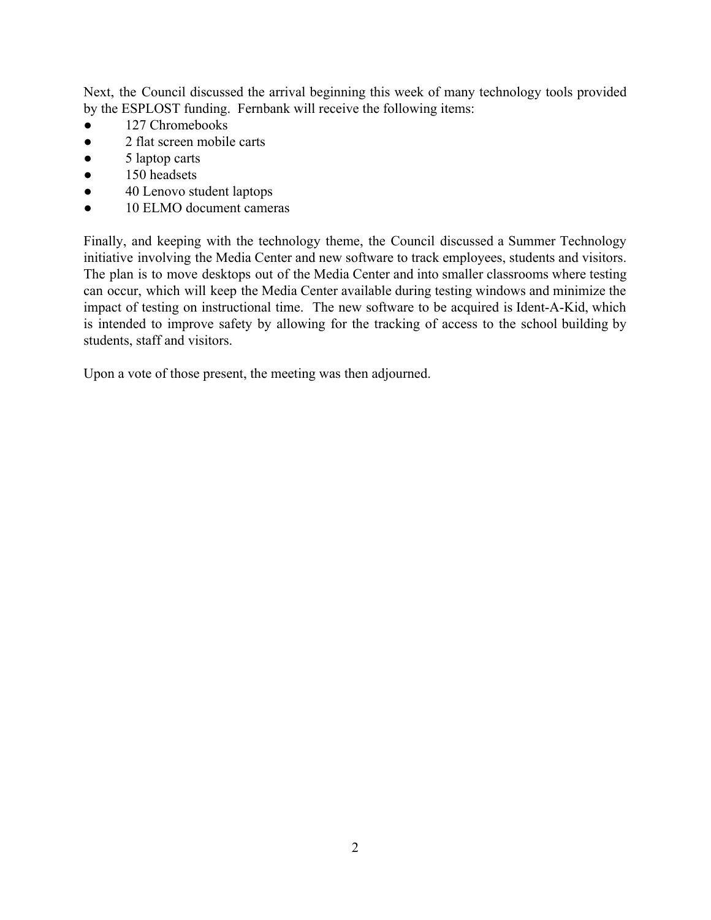Next, the Council discussed the arrival beginning this week of many technology tools provided by the ESPLOST funding. Fernbank will receive the following items:

- 127 Chromebooks
- 2 flat screen mobile carts
- 5 laptop carts
- 150 headsets
- 40 Lenovo student laptops
- 10 ELMO document cameras

Finally, and keeping with the technology theme, the Council discussed a Summer Technology initiative involving the Media Center and new software to track employees, students and visitors. The plan is to move desktops out of the Media Center and into smaller classrooms where testing can occur, which will keep the Media Center available during testing windows and minimize the impact of testing on instructional time. The new software to be acquired is Ident-A-Kid, which is intended to improve safety by allowing for the tracking of access to the school building by students, staff and visitors.

Upon a vote of those present, the meeting was then adjourned.